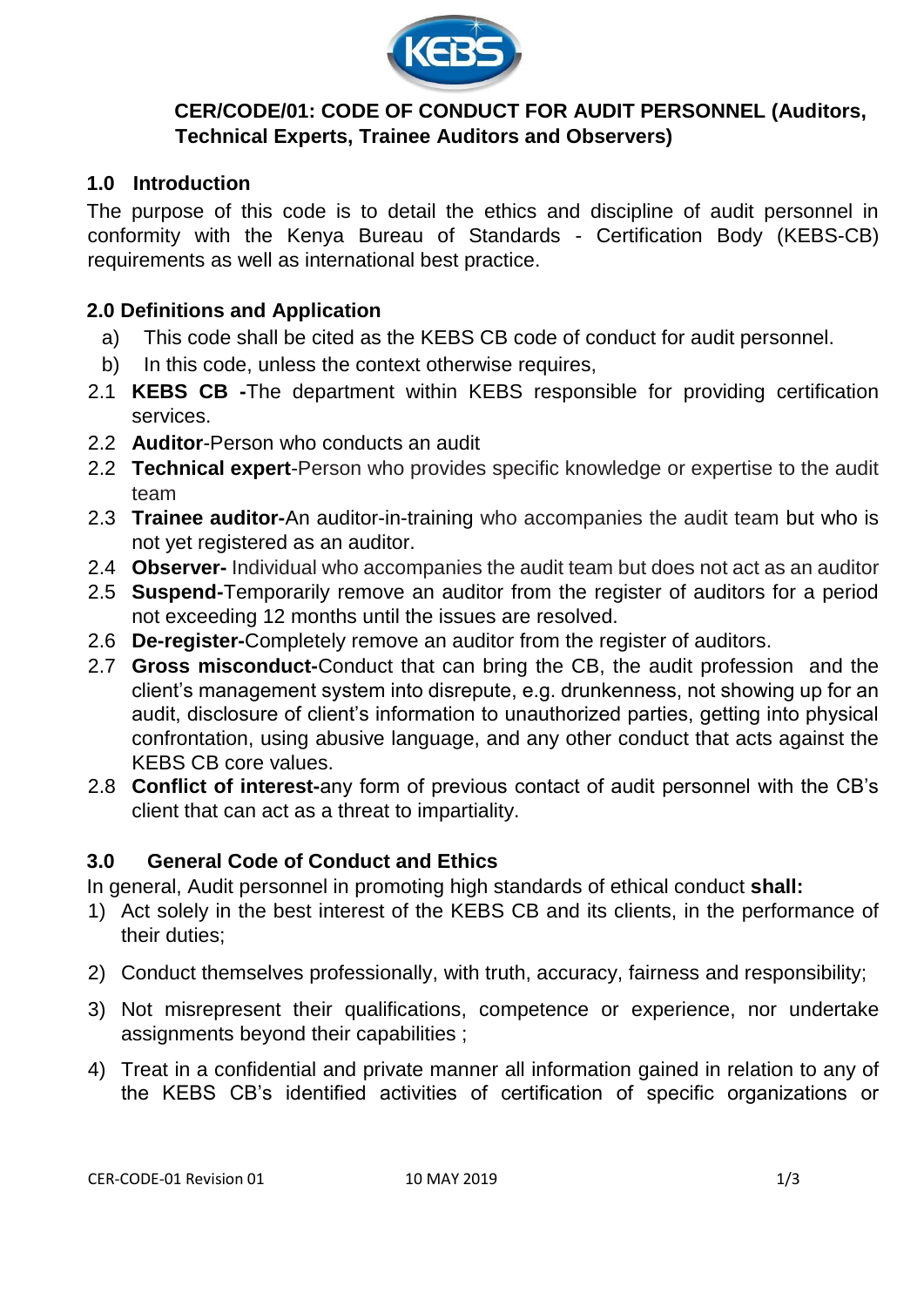**CER/CODE/01: CODE OF CONDUCT FOR AUDIT PERSONNEL (Auditors, Technical Experts, Trainee Auditors and Observers)**

## 1.0 Introduction

The purpose of this code is to detail the ethics and discipline of audit personnel in conformity with the Kenya Bureau of Standards - Certification Body (KEBS-CB) requirements as well as international best practice.

## 2.0 Definitions and Application

a) This code shall be cited as the KEBS CB code of conduct for audit personnel.

b) In this code, unless the context otherwise requires,

2.1 **KEBS CB -**The department within KEBS responsible for providing certification services.

2.2 **Auditor**-Person who conducts an audit

2.2 **Technical expert**-Person who provides specific knowledge or expertise to the audit team

2.3 **Trainee auditor-**An auditor-in-training who accompanies the audit team but who is not yet registered as an auditor.

2.4 **Observer-** Individual who accompanies the audit team but does not act as an auditor

2.5 **Suspend-**Temporarily remove an auditor from the register of auditors for a period not exceeding 12 months until the issues are resolved.

2.6 **De-register-**Completely remove an auditor from the register of auditors.

2.7 **Gross misconduct-**Conduct that can bring the CB, the audit profession and the client's management system into disrepute, e.g. drunkenness, not showing up for an audit, disclosure of client's information to unauthorized parties, getting into physical confrontation, using abusive language, and any other conduct that acts against the KEBS CB core values.

2.8 **Conflict of interest-**any form of previous contact of audit personnel with the CB's client that can act as a threat to impartiality.

## 3.0 General Code of Conduct and Ethics

In general, Audit personnel in promoting high standards of ethical conduct **shall:**

1) Act solely in the best interest of the KEBS CB and its clients, in the performance of their duties;

2) Conduct themselves professionally, with truth, accuracy, fairness and responsibility;

3) Not misrepresent their qualifications, competence or experience, nor undertake assignments beyond their capabilities ;

4) Treat in a confidential and private manner all information gained in relation to any of the KEBS CB's identified activities of certification of specific organizations or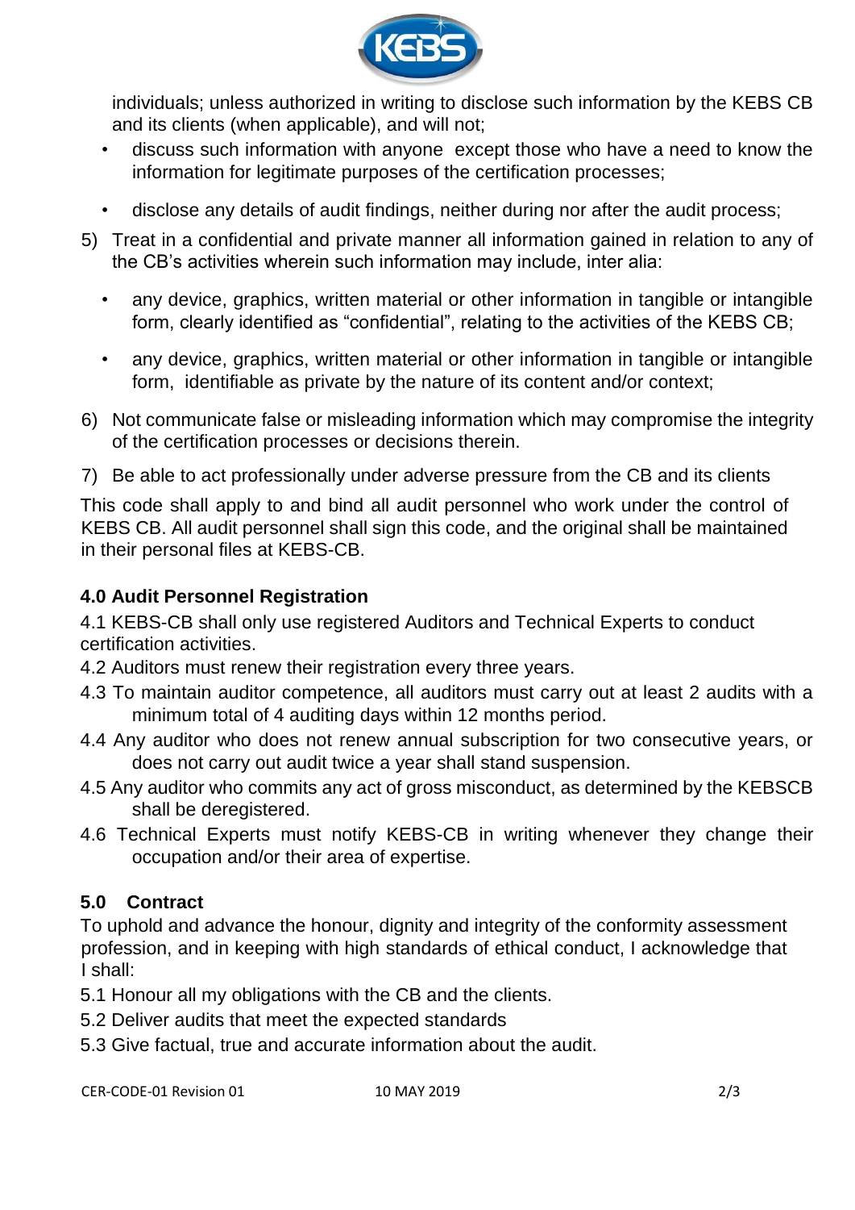individuals; unless authorized in writing to disclose such information by the KEBS CB and its clients (when applicable), and will not;

- discuss such information with anyone except those who have a need to know the information for legitimate purposes of the certification processes;
- disclose any details of audit findings, neither during nor after the audit process;

5) Treat in a confidential and private manner all information gained in relation to any of the CB's activities wherein such information may include, inter alia:
   - any device, graphics, written material or other information in tangible or intangible form, clearly identified as "confidential", relating to the activities of the KEBS CB;
   - any device, graphics, written material or other information in tangible or intangible form, identifiable as private by the nature of its content and/or context;
6) Not communicate false or misleading information which may compromise the integrity of the certification processes or decisions therein.
7) Be able to act professionally under adverse pressure from the CB and its clients

This code shall apply to and bind all audit personnel who work under the control of KEBS CB. All audit personnel shall sign this code, and the original shall be maintained in their personal files at KEBS-CB.

## 4.0 Audit Personnel Registration

4.1 KEBS-CB shall only use registered Auditors and Technical Experts to conduct certification activities.

4.2 Auditors must renew their registration every three years.

4.3 To maintain auditor competence, all auditors must carry out at least 2 audits with a minimum total of 4 auditing days within 12 months period.

4.4 Any auditor who does not renew annual subscription for two consecutive years, or does not carry out audit twice a year shall stand suspension.

4.5 Any auditor who commits any act of gross misconduct, as determined by the KEBSCB shall be deregistered.

4.6 Technical Experts must notify KEBS-CB in writing whenever they change their occupation and/or their area of expertise.

## 5.0 Contract

To uphold and advance the honour, dignity and integrity of the conformity assessment profession, and in keeping with high standards of ethical conduct, I acknowledge that I shall:

5.1 Honour all my obligations with the CB and the clients.

5.2 Deliver audits that meet the expected standards

5.3 Give factual, true and accurate information about the audit.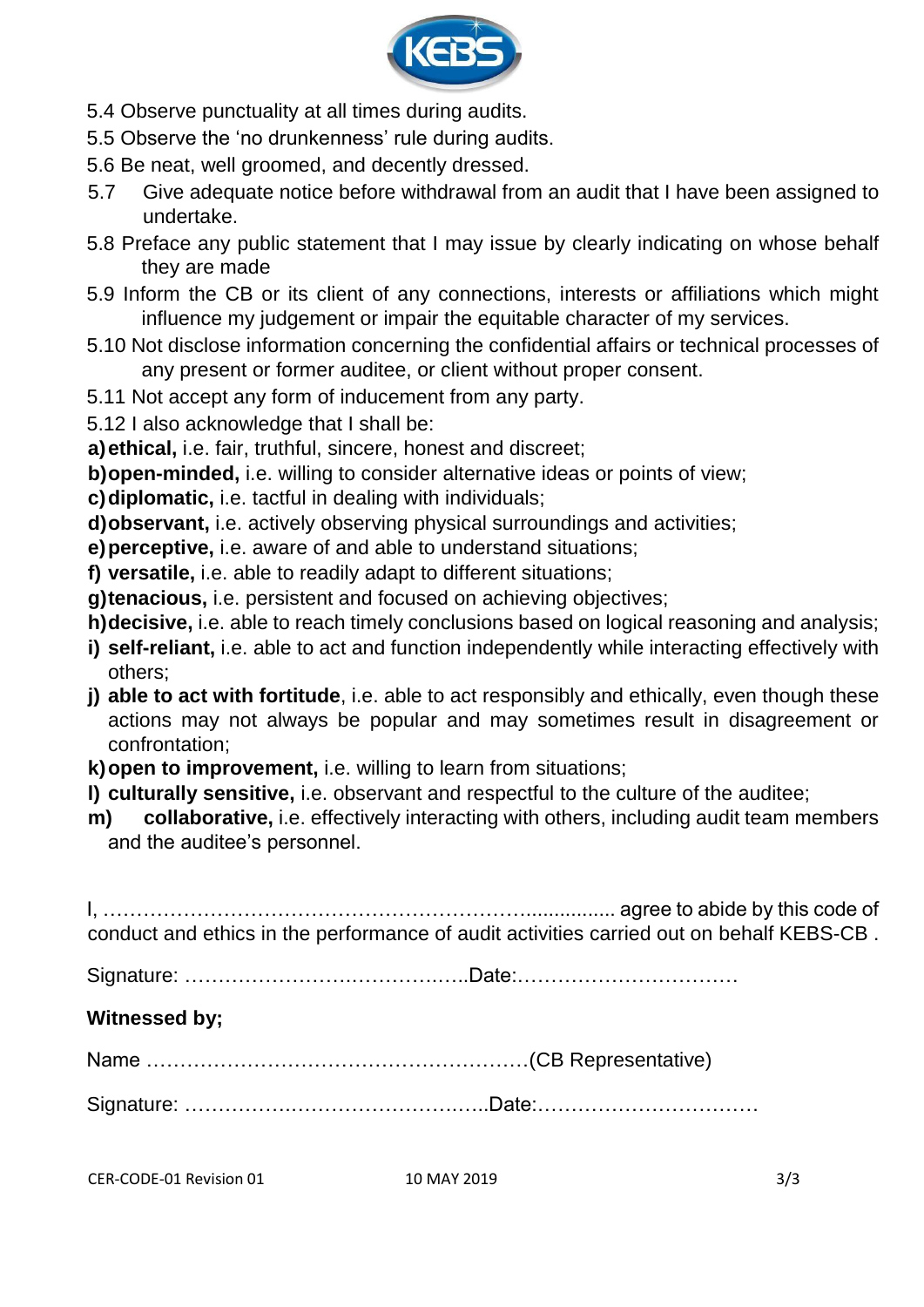5.4 Observe punctuality at all times during audits.

5.5 Observe the 'no drunkenness' rule during audits.

5.6 Be neat, well groomed, and decently dressed.

5.7 Give adequate notice before withdrawal from an audit that I have been assigned to undertake.

5.8 Preface any public statement that I may issue by clearly indicating on whose behalf they are made

5.9 Inform the CB or its client of any connections, interests or affiliations which might influence my judgement or impair the equitable character of my services.

5.10 Not disclose information concerning the confidential affairs or technical processes of any present or former auditee, or client without proper consent.

5.11 Not accept any form of inducement from any party.

5.12 I also acknowledge that I shall be:

a) **ethical,** i.e. fair, truthful, sincere, honest and discreet;

b) **open-minded,** i.e. willing to consider alternative ideas or points of view;

c) **diplomatic,** i.e. tactful in dealing with individuals;

d) **observant,** i.e. actively observing physical surroundings and activities;

e) **perceptive,** i.e. aware of and able to understand situations;

f) **versatile,** i.e. able to readily adapt to different situations;

g) **tenacious,** i.e. persistent and focused on achieving objectives;

h) **decisive,** i.e. able to reach timely conclusions based on logical reasoning and analysis;

i) **self-reliant,** i.e. able to act and function independently while interacting effectively with others;

j) **able to act with fortitude**, i.e. able to act responsibly and ethically, even though these actions may not always be popular and may sometimes result in disagreement or confrontation;

k) **open to improvement,** i.e. willing to learn from situations;

l) **culturally sensitive,** i.e. observant and respectful to the culture of the auditee;

m) **collaborative,** i.e. effectively interacting with others, including audit team members and the auditee's personnel.

I, ……………………………………………………….............. agree to abide by this code of conduct and ethics in the performance of audit activities carried out on behalf KEBS-CB .

Signature: …………………….…………….…..Date:……………………………

**Witnessed by;**

Name …………………………………………………(CB Representative)

Signature: ……………….……………………….…..Date:……………………………

CER-CODE-01 Revision 01 10 MAY 2019